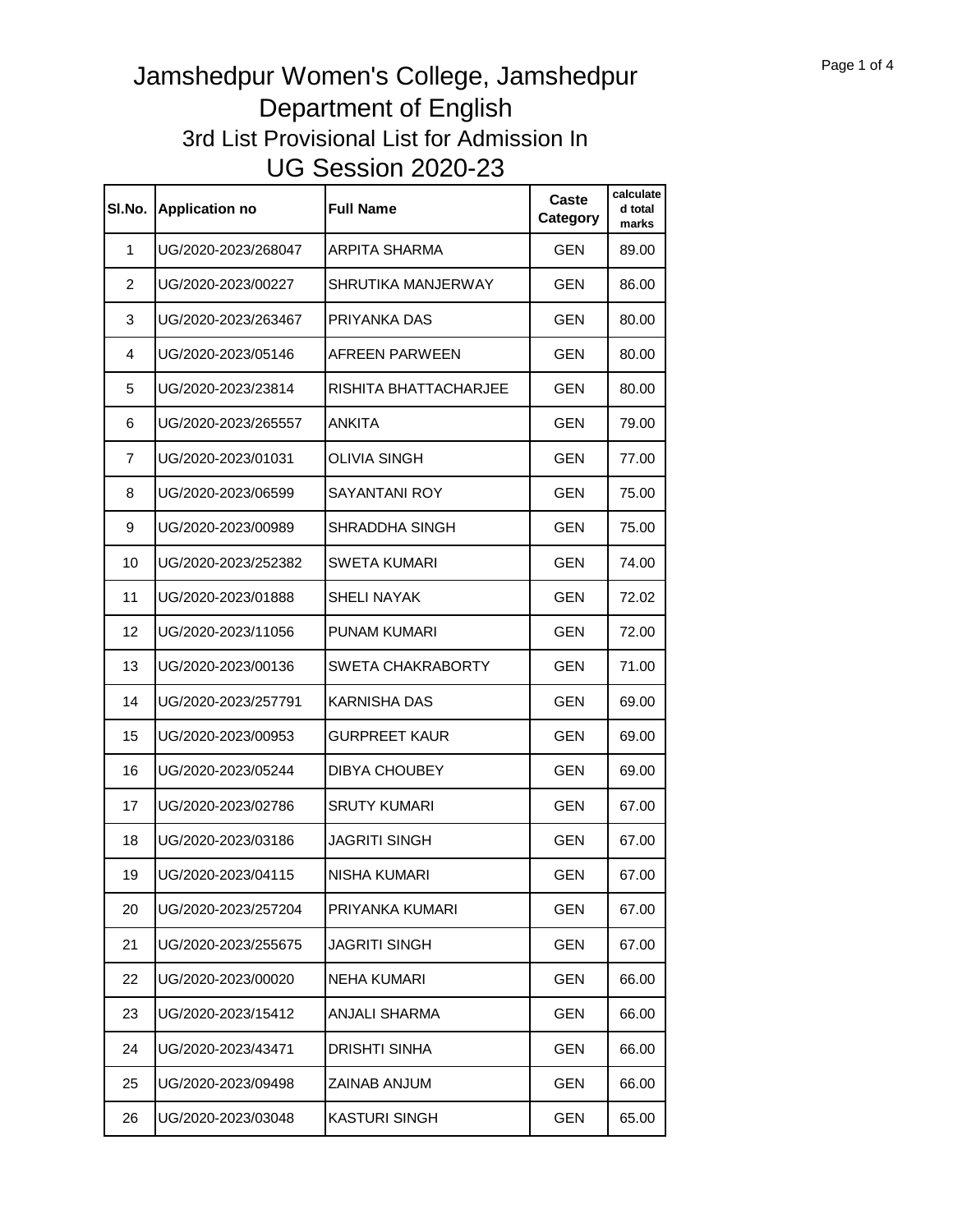# Jamshedpur Women's College, Jamshedpur

## Department of English

### 3rd List Provisional List for Admission In

### UG Session 2020-23

| Sl.No. | Application no | Full Name | Caste Category | calculated total marks |
|---|---|---|---|---|
| 1 | UG/2020-2023/268047 | ARPITA SHARMA | GEN | 89.00 |
| 2 | UG/2020-2023/00227 | SHRUTIKA MANJERWAY | GEN | 86.00 |
| 3 | UG/2020-2023/263467 | PRIYANKA DAS | GEN | 80.00 |
| 4 | UG/2020-2023/05146 | AFREEN PARWEEN | GEN | 80.00 |
| 5 | UG/2020-2023/23814 | RISHITA BHATTACHARJEE | GEN | 80.00 |
| 6 | UG/2020-2023/265557 | ANKITA | GEN | 79.00 |
| 7 | UG/2020-2023/01031 | OLIVIA SINGH | GEN | 77.00 |
| 8 | UG/2020-2023/06599 | SAYANTANI ROY | GEN | 75.00 |
| 9 | UG/2020-2023/00989 | SHRADDHA SINGH | GEN | 75.00 |
| 10 | UG/2020-2023/252382 | SWETA KUMARI | GEN | 74.00 |
| 11 | UG/2020-2023/01888 | SHELI NAYAK | GEN | 72.02 |
| 12 | UG/2020-2023/11056 | PUNAM KUMARI | GEN | 72.00 |
| 13 | UG/2020-2023/00136 | SWETA CHAKRABORTY | GEN | 71.00 |
| 14 | UG/2020-2023/257791 | KARNISHA DAS | GEN | 69.00 |
| 15 | UG/2020-2023/00953 | GURPREET KAUR | GEN | 69.00 |
| 16 | UG/2020-2023/05244 | DIBYA CHOUBEY | GEN | 69.00 |
| 17 | UG/2020-2023/02786 | SRUTY KUMARI | GEN | 67.00 |
| 18 | UG/2020-2023/03186 | JAGRITI SINGH | GEN | 67.00 |
| 19 | UG/2020-2023/04115 | NISHA KUMARI | GEN | 67.00 |
| 20 | UG/2020-2023/257204 | PRIYANKA KUMARI | GEN | 67.00 |
| 21 | UG/2020-2023/255675 | JAGRITI SINGH | GEN | 67.00 |
| 22 | UG/2020-2023/00020 | NEHA KUMARI | GEN | 66.00 |
| 23 | UG/2020-2023/15412 | ANJALI SHARMA | GEN | 66.00 |
| 24 | UG/2020-2023/43471 | DRISHTI SINHA | GEN | 66.00 |
| 25 | UG/2020-2023/09498 | ZAINAB ANJUM | GEN | 66.00 |
| 26 | UG/2020-2023/03048 | KASTURI SINGH | GEN | 65.00 |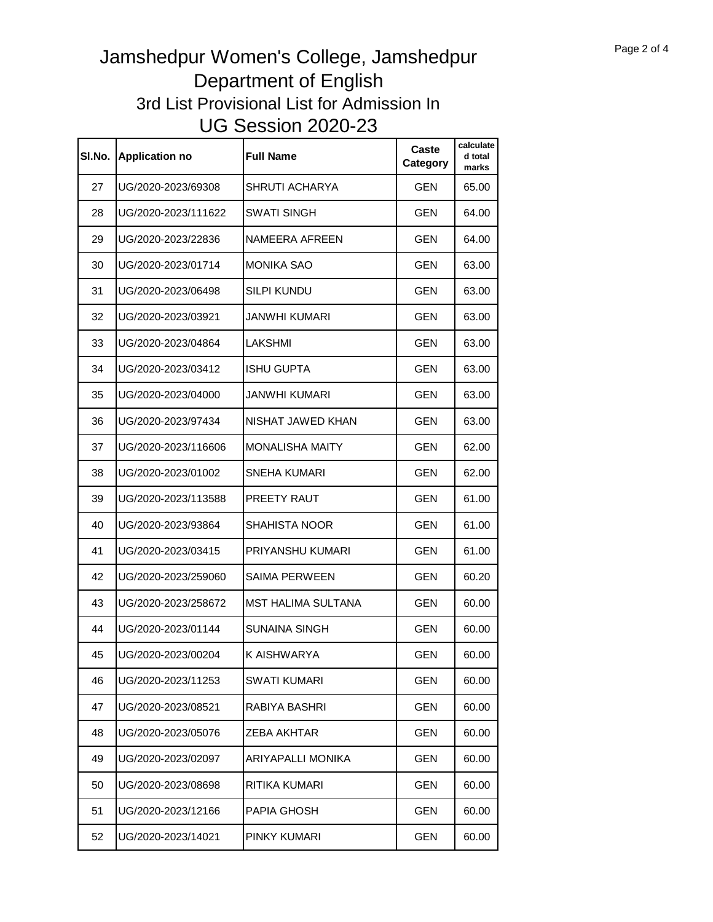# Jamshedpur Women's College, Jamshedpur
## Department of English
### 3rd List Provisional List for Admission In
### UG Session 2020-23

| Sl.No. | Application no | Full Name | Caste Category | calculated total marks |
|---|---|---|---|---|
| 27 | UG/2020-2023/69308 | SHRUTI ACHARYA | GEN | 65.00 |
| 28 | UG/2020-2023/111622 | SWATI SINGH | GEN | 64.00 |
| 29 | UG/2020-2023/22836 | NAMEERA AFREEN | GEN | 64.00 |
| 30 | UG/2020-2023/01714 | MONIKA SAO | GEN | 63.00 |
| 31 | UG/2020-2023/06498 | SILPI KUNDU | GEN | 63.00 |
| 32 | UG/2020-2023/03921 | JANWHI KUMARI | GEN | 63.00 |
| 33 | UG/2020-2023/04864 | LAKSHMI | GEN | 63.00 |
| 34 | UG/2020-2023/03412 | ISHU GUPTA | GEN | 63.00 |
| 35 | UG/2020-2023/04000 | JANWHI KUMARI | GEN | 63.00 |
| 36 | UG/2020-2023/97434 | NISHAT JAWED KHAN | GEN | 63.00 |
| 37 | UG/2020-2023/116606 | MONALISHA MAITY | GEN | 62.00 |
| 38 | UG/2020-2023/01002 | SNEHA KUMARI | GEN | 62.00 |
| 39 | UG/2020-2023/113588 | PREETY RAUT | GEN | 61.00 |
| 40 | UG/2020-2023/93864 | SHAHISTA NOOR | GEN | 61.00 |
| 41 | UG/2020-2023/03415 | PRIYANSHU KUMARI | GEN | 61.00 |
| 42 | UG/2020-2023/259060 | SAIMA PERWEEN | GEN | 60.20 |
| 43 | UG/2020-2023/258672 | MST HALIMA SULTANA | GEN | 60.00 |
| 44 | UG/2020-2023/01144 | SUNAINA SINGH | GEN | 60.00 |
| 45 | UG/2020-2023/00204 | K AISHWARYA | GEN | 60.00 |
| 46 | UG/2020-2023/11253 | SWATI KUMARI | GEN | 60.00 |
| 47 | UG/2020-2023/08521 | RABIYA BASHRI | GEN | 60.00 |
| 48 | UG/2020-2023/05076 | ZEBA AKHTAR | GEN | 60.00 |
| 49 | UG/2020-2023/02097 | ARIYAPALLI MONIKA | GEN | 60.00 |
| 50 | UG/2020-2023/08698 | RITIKA KUMARI | GEN | 60.00 |
| 51 | UG/2020-2023/12166 | PAPIA GHOSH | GEN | 60.00 |
| 52 | UG/2020-2023/14021 | PINKY KUMARI | GEN | 60.00 |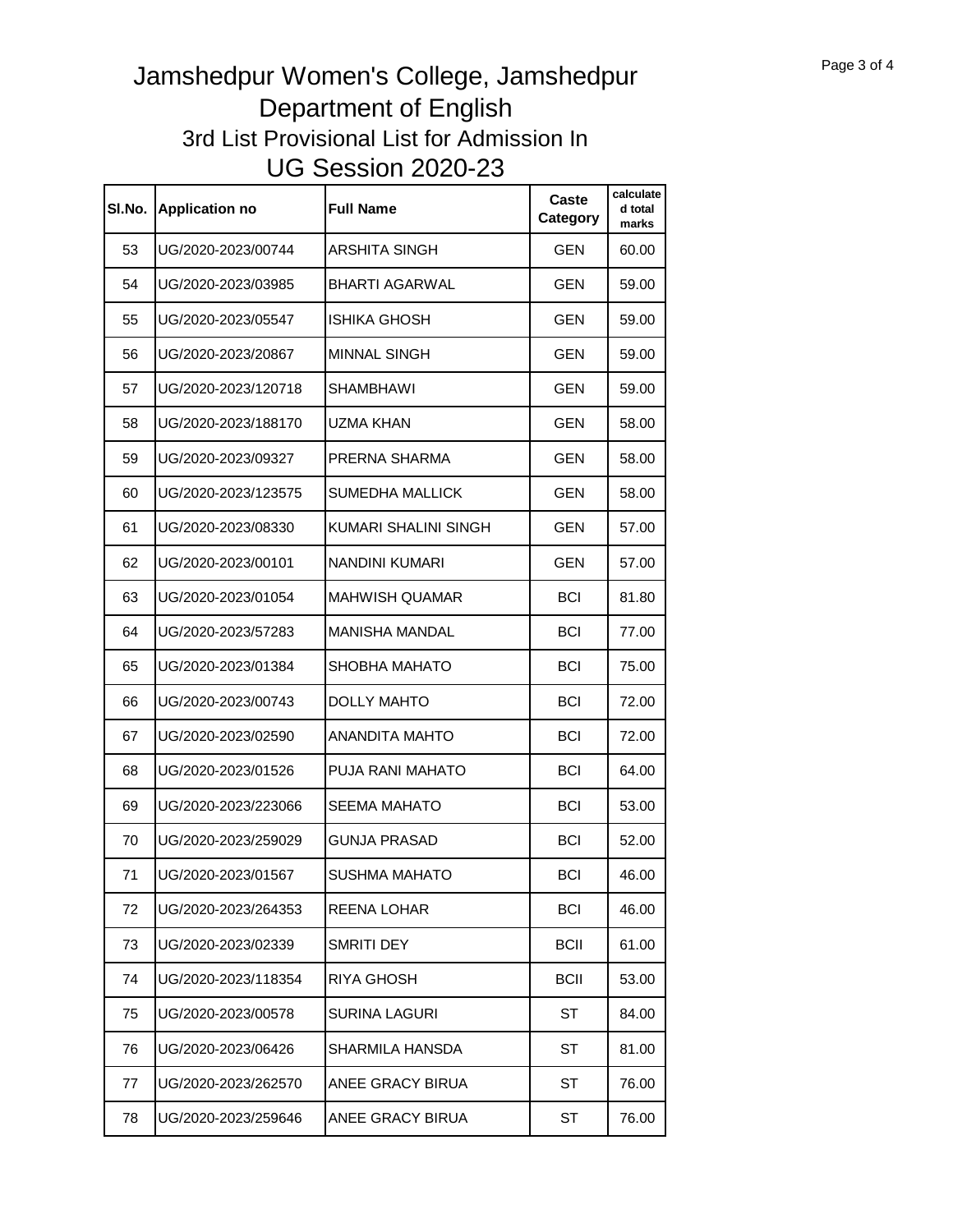# Jamshedpur Women's College, Jamshedpur

## Department of English

### 3rd List Provisional List for Admission In

### UG Session 2020-23

| Sl.No. | Application no | Full Name | Caste Category | calculated total marks |
|---|---|---|---|---|
| 53 | UG/2020-2023/00744 | ARSHITA SINGH | GEN | 60.00 |
| 54 | UG/2020-2023/03985 | BHARTI AGARWAL | GEN | 59.00 |
| 55 | UG/2020-2023/05547 | ISHIKA GHOSH | GEN | 59.00 |
| 56 | UG/2020-2023/20867 | MINNAL SINGH | GEN | 59.00 |
| 57 | UG/2020-2023/120718 | SHAMBHAWI | GEN | 59.00 |
| 58 | UG/2020-2023/188170 | UZMA KHAN | GEN | 58.00 |
| 59 | UG/2020-2023/09327 | PRERNA SHARMA | GEN | 58.00 |
| 60 | UG/2020-2023/123575 | SUMEDHA MALLICK | GEN | 58.00 |
| 61 | UG/2020-2023/08330 | KUMARI SHALINI SINGH | GEN | 57.00 |
| 62 | UG/2020-2023/00101 | NANDINI KUMARI | GEN | 57.00 |
| 63 | UG/2020-2023/01054 | MAHWISH QUAMAR | BCI | 81.80 |
| 64 | UG/2020-2023/57283 | MANISHA MANDAL | BCI | 77.00 |
| 65 | UG/2020-2023/01384 | SHOBHA MAHATO | BCI | 75.00 |
| 66 | UG/2020-2023/00743 | DOLLY MAHTO | BCI | 72.00 |
| 67 | UG/2020-2023/02590 | ANANDITA MAHTO | BCI | 72.00 |
| 68 | UG/2020-2023/01526 | PUJA RANI MAHATO | BCI | 64.00 |
| 69 | UG/2020-2023/223066 | SEEMA MAHATO | BCI | 53.00 |
| 70 | UG/2020-2023/259029 | GUNJA PRASAD | BCI | 52.00 |
| 71 | UG/2020-2023/01567 | SUSHMA MAHATO | BCI | 46.00 |
| 72 | UG/2020-2023/264353 | REENA LOHAR | BCI | 46.00 |
| 73 | UG/2020-2023/02339 | SMRITI DEY | BCII | 61.00 |
| 74 | UG/2020-2023/118354 | RIYA GHOSH | BCII | 53.00 |
| 75 | UG/2020-2023/00578 | SURINA LAGURI | ST | 84.00 |
| 76 | UG/2020-2023/06426 | SHARMILA HANSDA | ST | 81.00 |
| 77 | UG/2020-2023/262570 | ANEE GRACY BIRUA | ST | 76.00 |
| 78 | UG/2020-2023/259646 | ANEE GRACY BIRUA | ST | 76.00 |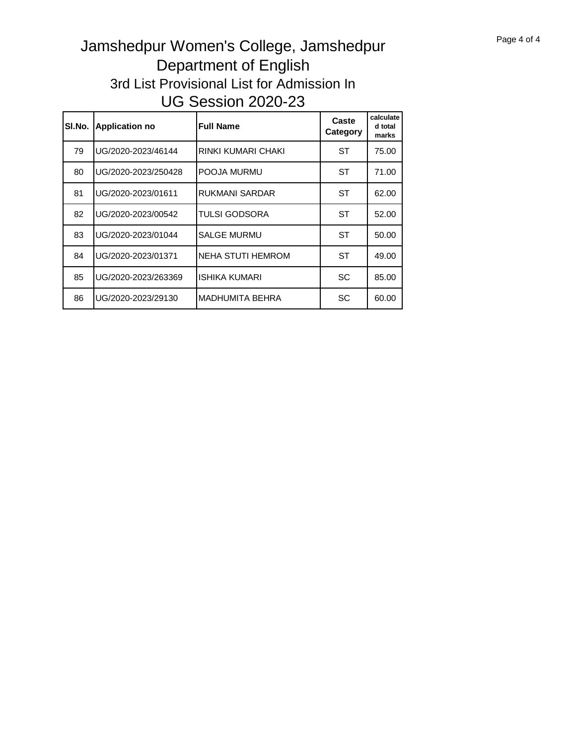# Jamshedpur Women's College, Jamshedpur

## Department of English

### 3rd List Provisional List for Admission In

## UG Session 2020-23

| Sl.No. | Application no | Full Name | Caste Category | calculated total marks |
|---|---|---|---|---|
| 79 | UG/2020-2023/46144 | RINKI KUMARI CHAKI | ST | 75.00 |
| 80 | UG/2020-2023/250428 | POOJA MURMU | ST | 71.00 |
| 81 | UG/2020-2023/01611 | RUKMANI SARDAR | ST | 62.00 |
| 82 | UG/2020-2023/00542 | TULSI GODSORA | ST | 52.00 |
| 83 | UG/2020-2023/01044 | SALGE MURMU | ST | 50.00 |
| 84 | UG/2020-2023/01371 | NEHA STUTI HEMROM | ST | 49.00 |
| 85 | UG/2020-2023/263369 | ISHIKA KUMARI | SC | 85.00 |
| 86 | UG/2020-2023/29130 | MADHUMITA BEHRA | SC | 60.00 |